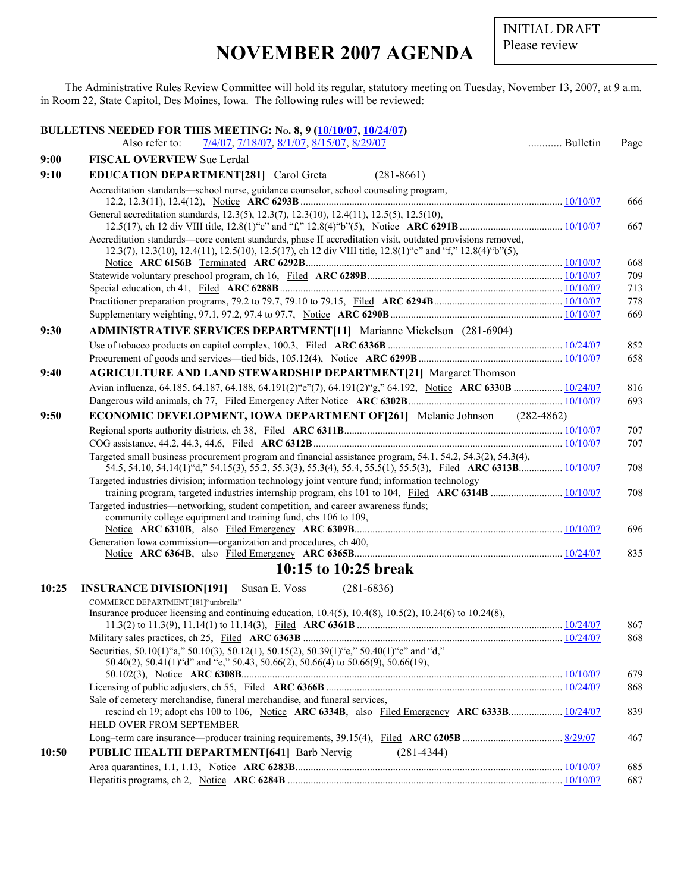INITIAL DRAFT
Please review

# NOVEMBER 2007 AGENDA

The Administrative Rules Review Committee will hold its regular, statutory meeting on Tuesday, November 13, 2007, at 9 a.m. in Room 22, State Capitol, Des Moines, Iowa. The following rules will be reviewed:

**BULLETINS NEEDED FOR THIS MEETING: No. 8, 9 (10/10/07, 10/24/07)**
Also refer to: 7/4/07, 7/18/07, 8/1/07, 8/15/07, 8/29/07 ............ Bulletin | Page

**9:00 FISCAL OVERVIEW** Sue Lerdal

**9:10 EDUCATION DEPARTMENT[281]** Carol Greta (281-8661)

| Item | Bulletin | Page |
|---|---|---|
| Accreditation standards—school nurse, guidance counselor, school counseling program, 12.2, 12.3(11), 12.4(12), Notice **ARC 6293B** | 10/10/07 | 666 |
| General accreditation standards, 12.3(5), 12.3(7), 12.3(10), 12.4(11), 12.5(5), 12.5(10), 12.5(17), ch 12 div VIII title, 12.8(1)"c" and "f," 12.8(4)"b"(5), Notice **ARC 6291B** | 10/10/07 | 667 |
| Accreditation standards—core content standards, phase II accreditation visit, outdated provisions removed, 12.3(7), 12.3(10), 12.4(11), 12.5(10), 12.5(17), ch 12 div VIII title, 12.8(1)"c" and "f," 12.8(4)"b"(5), Notice **ARC 6156B** Terminated **ARC 6292B** | 10/10/07 | 668 |
| Statewide voluntary preschool program, ch 16, Filed **ARC 6289B** | 10/10/07 | 709 |
| Special education, ch 41, Filed **ARC 6288B** | 10/10/07 | 713 |
| Practitioner preparation programs, 79.2 to 79.7, 79.10 to 79.15, Filed **ARC 6294B** | 10/10/07 | 778 |
| Supplementary weighting, 97.1, 97.2, 97.4 to 97.7, Notice **ARC 6290B** | 10/10/07 | 669 |

**9:30 ADMINISTRATIVE SERVICES DEPARTMENT[11]** Marianne Mickelson (281-6904)

| Item | Bulletin | Page |
|---|---|---|
| Use of tobacco products on capitol complex, 100.3, Filed **ARC 6336B** | 10/24/07 | 852 |
| Procurement of goods and services—tied bids, 105.12(4), Notice **ARC 6299B** | 10/10/07 | 658 |

**9:40 AGRICULTURE AND LAND STEWARDSHIP DEPARTMENT[21]** Margaret Thomson

| Item | Bulletin | Page |
|---|---|---|
| Avian influenza, 64.185, 64.187, 64.188, 64.191(2)"e"(7), 64.191(2)"g," 64.192, Notice **ARC 6330B** | 10/24/07 | 816 |
| Dangerous wild animals, ch 77, Filed Emergency After Notice **ARC 6302B** | 10/10/07 | 693 |

**9:50 ECONOMIC DEVELOPMENT, IOWA DEPARTMENT OF[261]** Melanie Johnson (282-4862)

| Item | Bulletin | Page |
|---|---|---|
| Regional sports authority districts, ch 38, Filed **ARC 6311B** | 10/10/07 | 707 |
| COG assistance, 44.2, 44.3, 44.6, Filed **ARC 6312B** | 10/10/07 | 707 |
| Targeted small business procurement program and financial assistance program, 54.1, 54.2, 54.3(2), 54.3(4), 54.5, 54.10, 54.14(1)"d," 54.15(3), 55.2, 55.3(3), 55.3(4), 55.4, 55.5(1), 55.5(3), Filed **ARC 6313B** | 10/10/07 | 708 |
| Targeted industries division; information technology joint venture fund; information technology training program, targeted industries internship program, chs 101 to 104, Filed **ARC 6314B** | 10/10/07 | 708 |
| Targeted industries—networking, student competition, and career awareness funds; community college equipment and training fund, chs 106 to 109, Notice **ARC 6310B**, also Filed Emergency **ARC 6309B** | 10/10/07 | 696 |
| Generation Iowa commission—organization and procedures, ch 400, Notice **ARC 6364B**, also Filed Emergency **ARC 6365B** | 10/24/07 | 835 |

## 10:15 to 10:25 break

**10:25 INSURANCE DIVISION[191]** Susan E. Voss (281-6836)
COMMERCE DEPARTMENT[181]"umbrella"

| Item | Bulletin | Page |
|---|---|---|
| Insurance producer licensing and continuing education, 10.4(5), 10.4(8), 10.5(2), 10.24(6) to 10.24(8), 11.3(2) to 11.3(9), 11.14(1) to 11.14(3), Filed **ARC 6361B** | 10/24/07 | 867 |
| Military sales practices, ch 25, Filed **ARC 6363B** | 10/24/07 | 868 |
| Securities, 50.10(1)"a," 50.10(3), 50.12(1), 50.15(2), 50.39(1)"e," 50.40(1)"c" and "d," 50.40(2), 50.41(1)"d" and "e," 50.43, 50.66(2), 50.66(4) to 50.66(9), 50.66(19), 50.102(3), Notice **ARC 6308B** | 10/10/07 | 679 |
| Licensing of public adjusters, ch 55, Filed **ARC 6366B** | 10/24/07 | 868 |
| Sale of cemetery merchandise, funeral merchandise, and funeral services, rescind ch 19; adopt chs 100 to 106, Notice **ARC 6334B**, also Filed Emergency **ARC 6333B** | 10/24/07 | 839 |
| HELD OVER FROM SEPTEMBER | | |
| Long–term care insurance—producer training requirements, 39.15(4), Filed **ARC 6205B** | 8/29/07 | 467 |

**10:50 PUBLIC HEALTH DEPARTMENT[641]** Barb Nervig (281-4344)

| Item | Bulletin | Page |
|---|---|---|
| Area quarantines, 1.1, 1.13, Notice **ARC 6283B** | 10/10/07 | 685 |
| Hepatitis programs, ch 2, Notice **ARC 6284B** | 10/10/07 | 687 |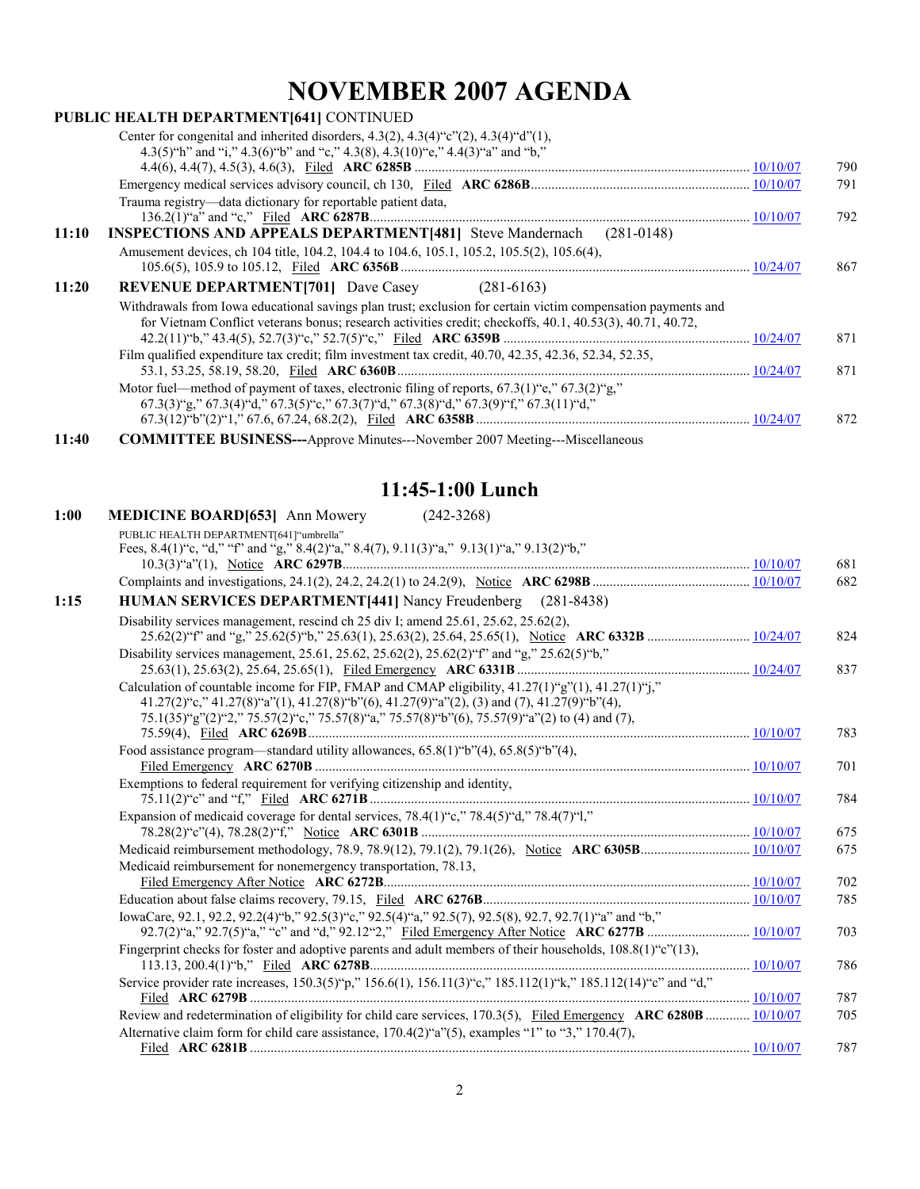# NOVEMBER 2007 AGENDA

**PUBLIC HEALTH DEPARTMENT[641]** CONTINUED

| Time | Item | Date | Page |
|---|---|---|---|
| | Center for congenital and inherited disorders, 4.3(2), 4.3(4)"c"(2), 4.3(4)"d"(1), 4.3(5)"h" and "i," 4.3(6)"b" and "c," 4.3(8), 4.3(10)"e," 4.4(3)"a" and "b," 4.4(6), 4.4(7), 4.5(3), 4.6(3), Filed **ARC 6285B** | 10/10/07 | 790 |
| | Emergency medical services advisory council, ch 130, Filed **ARC 6286B** | 10/10/07 | 791 |
| | Trauma registry—data dictionary for reportable patient data, 136.2(1)"a" and "c," Filed **ARC 6287B** | 10/10/07 | 792 |
| **11:10** | **INSPECTIONS AND APPEALS DEPARTMENT[481]** Steve Mandernach (281-0148) | | |
| | Amusement devices, ch 104 title, 104.2, 104.4 to 104.6, 105.1, 105.2, 105.5(2), 105.6(4), 105.6(5), 105.9 to 105.12, Filed **ARC 6356B** | 10/24/07 | 867 |
| **11:20** | **REVENUE DEPARTMENT[701]** Dave Casey (281-6163) | | |
| | Withdrawals from Iowa educational savings plan trust; exclusion for certain victim compensation payments and for Vietnam Conflict veterans bonus; research activities credit; checkoffs, 40.1, 40.53(3), 40.71, 40.72, 42.2(11)"b," 43.4(5), 52.7(3)"c," 52.7(5)"c," Filed **ARC 6359B** | 10/24/07 | 871 |
| | Film qualified expenditure tax credit; film investment tax credit, 40.70, 42.35, 42.36, 52.34, 52.35, 53.1, 53.25, 58.19, 58.20, Filed **ARC 6360B** | 10/24/07 | 871 |
| | Motor fuel—method of payment of taxes, electronic filing of reports, 67.3(1)"e," 67.3(2)"g," 67.3(3)"g," 67.3(4)"d," 67.3(5)"c," 67.3(7)"d," 67.3(8)"d," 67.3(9)"f," 67.3(11)"d," 67.3(12)"b"(2)"1," 67.6, 67.24, 68.2(2), Filed **ARC 6358B** | 10/24/07 | 872 |
| **11:40** | **COMMITTEE BUSINESS---**Approve Minutes---November 2007 Meeting---Miscellaneous | | |

## 11:45-1:00 Lunch

| Time | Item | Date | Page |
|---|---|---|---|
| **1:00** | **MEDICINE BOARD[653]** Ann Mowery (242-3268) | | |
| | PUBLIC HEALTH DEPARTMENT[641]"umbrella" | | |
| | Fees, 8.4(1)"c, "d," "f" and "g," 8.4(2)"a," 8.4(7), 9.11(3)"a," 9.13(1)"a," 9.13(2)"b," 10.3(3)"a"(1), Notice **ARC 6297B** | 10/10/07 | 681 |
| | Complaints and investigations, 24.1(2), 24.2, 24.2(1) to 24.2(9), Notice **ARC 6298B** | 10/10/07 | 682 |
| **1:15** | **HUMAN SERVICES DEPARTMENT[441]** Nancy Freudenberg (281-8438) | | |
| | Disability services management, rescind ch 25 div I; amend 25.61, 25.62, 25.62(2), 25.62(2)"f" and "g," 25.62(5)"b," 25.63(1), 25.63(2), 25.64, 25.65(1), Notice **ARC 6332B** | 10/24/07 | 824 |
| | Disability services management, 25.61, 25.62, 25.62(2), 25.62(2)"f" and "g," 25.62(5)"b," 25.63(1), 25.63(2), 25.64, 25.65(1), Filed Emergency **ARC 6331B** | 10/24/07 | 837 |
| | Calculation of countable income for FIP, FMAP and CMAP eligibility, 41.27(1)"g"(1), 41.27(1)"j," 41.27(2)"c," 41.27(8)"a"(1), 41.27(8)"b"(6), 41.27(9)"a"(2), (3) and (7), 41.27(9)"b"(4), 75.1(35)"g"(2)"2," 75.57(2)"c," 75.57(8)"a," 75.57(8)"b"(6), 75.57(9)"a"(2) to (4) and (7), 75.59(4), Filed **ARC 6269B** | 10/10/07 | 783 |
| | Food assistance program—standard utility allowances, 65.8(1)"b"(4), 65.8(5)"b"(4), Filed Emergency **ARC 6270B** | 10/10/07 | 701 |
| | Exemptions to federal requirement for verifying citizenship and identity, 75.11(2)"c" and "f," Filed **ARC 6271B** | 10/10/07 | 784 |
| | Expansion of medicaid coverage for dental services, 78.4(1)"c," 78.4(5)"d," 78.4(7)"l," 78.28(2)"c"(4), 78.28(2)"f," Notice **ARC 6301B** | 10/10/07 | 675 |
| | Medicaid reimbursement methodology, 78.9, 78.9(12), 79.1(2), 79.1(26), Notice **ARC 6305B** | 10/10/07 | 675 |
| | Medicaid reimbursement for nonemergency transportation, 78.13, Filed Emergency After Notice **ARC 6272B** | 10/10/07 | 702 |
| | Education about false claims recovery, 79.15, Filed **ARC 6276B** | 10/10/07 | 785 |
| | IowaCare, 92.1, 92.2, 92.2(4)"b," 92.5(3)"c," 92.5(4)"a," 92.5(7), 92.5(8), 92.7, 92.7(1)"a" and "b," 92.7(2)"a," 92.7(5)"a," "c" and "d," 92.12"2," Filed Emergency After Notice **ARC 6277B** | 10/10/07 | 703 |
| | Fingerprint checks for foster and adoptive parents and adult members of their households, 108.8(1)"c"(13), 113.13, 200.4(1)"b," Filed **ARC 6278B** | 10/10/07 | 786 |
| | Service provider rate increases, 150.3(5)"p," 156.6(1), 156.11(3)"c," 185.112(1)"k," 185.112(14)"c" and "d," Filed **ARC 6279B** | 10/10/07 | 787 |
| | Review and redetermination of eligibility for child care services, 170.3(5), Filed Emergency **ARC 6280B** | 10/10/07 | 705 |
| | Alternative claim form for child care assistance, 170.4(2)"a"(5), examples "1" to "3," 170.4(7), Filed **ARC 6281B** | 10/10/07 | 787 |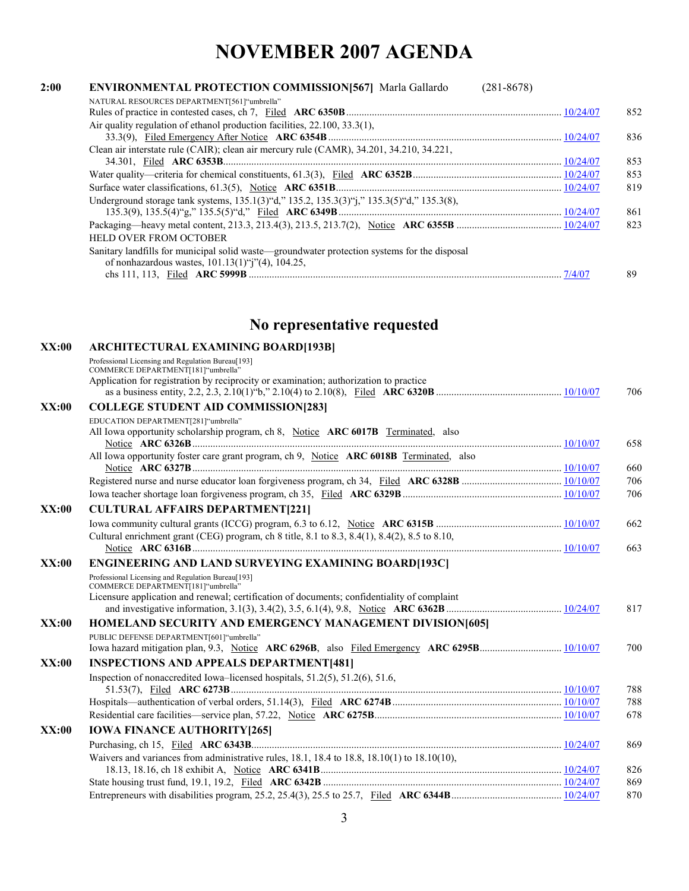# NOVEMBER 2007 AGENDA

**2:00** **ENVIRONMENTAL PROTECTION COMMISSION[567]** Marla Gallardo (281-8678)

NATURAL RESOURCES DEPARTMENT[561]"umbrella"

| Item | Date | Page |
|---|---|---|
| Rules of practice in contested cases, ch 7, Filed **ARC 6350B** | 10/24/07 | 852 |
| Air quality regulation of ethanol production facilities, 22.100, 33.3(1), 33.3(9), Filed Emergency After Notice **ARC 6354B** | 10/24/07 | 836 |
| Clean air interstate rule (CAIR); clean air mercury rule (CAMR), 34.201, 34.210, 34.221, 34.301, Filed **ARC 6353B** | 10/24/07 | 853 |
| Water quality—criteria for chemical constituents, 61.3(3), Filed **ARC 6352B** | 10/24/07 | 853 |
| Surface water classifications, 61.3(5), Notice **ARC 6351B** | 10/24/07 | 819 |
| Underground storage tank systems, 135.1(3)"d," 135.2, 135.3(3)"j," 135.3(5)"d," 135.3(8), 135.3(9), 135.5(4)"g," 135.5(5)"d," Filed **ARC 6349B** | 10/24/07 | 861 |
| Packaging—heavy metal content, 213.3, 213.4(3), 213.5, 213.7(2), Notice **ARC 6355B** | 10/24/07 | 823 |

HELD OVER FROM OCTOBER

| Item | Date | Page |
|---|---|---|
| Sanitary landfills for municipal solid waste—groundwater protection systems for the disposal of nonhazardous wastes, 101.13(1)"j"(4), 104.25, chs 111, 113, Filed **ARC 5999B** | 7/4/07 | 89 |

## No representative requested

**XX:00** **ARCHITECTURAL EXAMINING BOARD[193B]**

Professional Licensing and Regulation Bureau[193]
COMMERCE DEPARTMENT[181]"umbrella"

| Item | Date | Page |
|---|---|---|
| Application for registration by reciprocity or examination; authorization to practice as a business entity, 2.2, 2.3, 2.10(1)"b," 2.10(4) to 2.10(8), Filed **ARC 6320B** | 10/10/07 | 706 |

**XX:00** **COLLEGE STUDENT AID COMMISSION[283]**

EDUCATION DEPARTMENT[281]"umbrella"

| Item | Date | Page |
|---|---|---|
| All Iowa opportunity scholarship program, ch 8, Notice **ARC 6017B** Terminated, also Notice **ARC 6326B** | 10/10/07 | 658 |
| All Iowa opportunity foster care grant program, ch 9, Notice **ARC 6018B** Terminated, also Notice **ARC 6327B** | 10/10/07 | 660 |
| Registered nurse and nurse educator loan forgiveness program, ch 34, Filed **ARC 6328B** | 10/10/07 | 706 |
| Iowa teacher shortage loan forgiveness program, ch 35, Filed **ARC 6329B** | 10/10/07 | 706 |

**XX:00** **CULTURAL AFFAIRS DEPARTMENT[221]**

| Item | Date | Page |
|---|---|---|
| Iowa community cultural grants (ICCG) program, 6.3 to 6.12, Notice **ARC 6315B** | 10/10/07 | 662 |
| Cultural enrichment grant (CEG) program, ch 8 title, 8.1 to 8.3, 8.4(1), 8.4(2), 8.5 to 8.10, Notice **ARC 6316B** | 10/10/07 | 663 |

**XX:00** **ENGINEERING AND LAND SURVEYING EXAMINING BOARD[193C]**

Professional Licensing and Regulation Bureau[193]
COMMERCE DEPARTMENT[181]"umbrella"

| Item | Date | Page |
|---|---|---|
| Licensure application and renewal; certification of documents; confidentiality of complaint and investigative information, 3.1(3), 3.4(2), 3.5, 6.1(4), 9.8, Notice **ARC 6362B** | 10/24/07 | 817 |

**XX:00** **HOMELAND SECURITY AND EMERGENCY MANAGEMENT DIVISION[605]**

PUBLIC DEFENSE DEPARTMENT[601]"umbrella"

| Item | Date | Page |
|---|---|---|
| Iowa hazard mitigation plan, 9.3, Notice **ARC 6296B**, also Filed Emergency **ARC 6295B** | 10/10/07 | 700 |

**XX:00** **INSPECTIONS AND APPEALS DEPARTMENT[481]**

| Item | Date | Page |
|---|---|---|
| Inspection of nonaccredited Iowa–licensed hospitals, 51.2(5), 51.2(6), 51.6, 51.53(7), Filed **ARC 6273B** | 10/10/07 | 788 |
| Hospitals—authentication of verbal orders, 51.14(3), Filed **ARC 6274B** | 10/10/07 | 788 |
| Residential care facilities—service plan, 57.22, Notice **ARC 6275B** | 10/10/07 | 678 |

**XX:00** **IOWA FINANCE AUTHORITY[265]**

| Item | Date | Page |
|---|---|---|
| Purchasing, ch 15, Filed **ARC 6343B** | 10/24/07 | 869 |
| Waivers and variances from administrative rules, 18.1, 18.4 to 18.8, 18.10(1) to 18.10(10), 18.13, 18.16, ch 18 exhibit A, Notice **ARC 6341B** | 10/24/07 | 826 |
| State housing trust fund, 19.1, 19.2, Filed **ARC 6342B** | 10/24/07 | 869 |
| Entrepreneurs with disabilities program, 25.2, 25.4(3), 25.5 to 25.7, Filed **ARC 6344B** | 10/24/07 | 870 |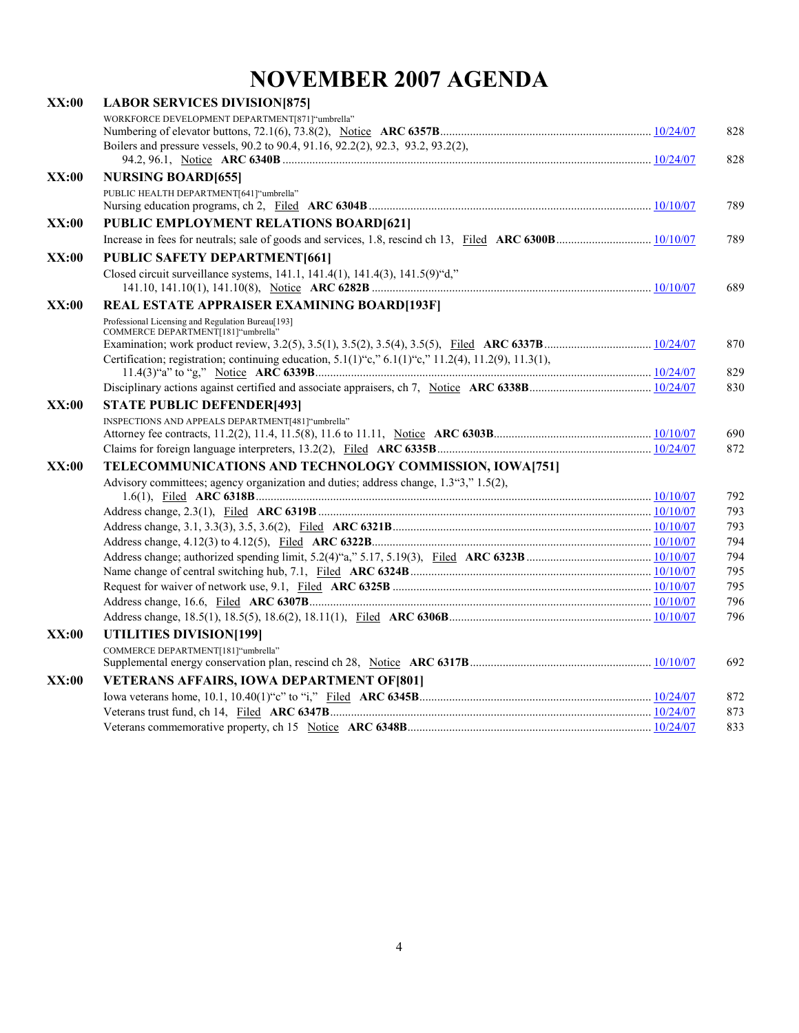# NOVEMBER 2007 AGENDA

**XX:00** **LABOR SERVICES DIVISION[875]**

WORKFORCE DEVELOPMENT DEPARTMENT[871]"umbrella"

Numbering of elevator buttons, 72.1(6), 73.8(2), Notice **ARC 6357B** ....... 10/24/07 ....... 828

Boilers and pressure vessels, 90.2 to 90.4, 91.16, 92.2(2), 92.3, 93.2, 93.2(2), 94.2, 96.1, Notice **ARC 6340B** ....... 10/24/07 ....... 828

**XX:00** **NURSING BOARD[655]**

PUBLIC HEALTH DEPARTMENT[641]"umbrella"

Nursing education programs, ch 2, Filed **ARC 6304B** ....... 10/10/07 ....... 789

**XX:00** **PUBLIC EMPLOYMENT RELATIONS BOARD[621]**

Increase in fees for neutrals; sale of goods and services, 1.8, rescind ch 13, Filed **ARC 6300B** ....... 10/10/07 ....... 789

**XX:00** **PUBLIC SAFETY DEPARTMENT[661]**

Closed circuit surveillance systems, 141.1, 141.4(1), 141.4(3), 141.5(9)"d," 141.10, 141.10(1), 141.10(8), Notice **ARC 6282B** ....... 10/10/07 ....... 689

**XX:00** **REAL ESTATE APPRAISER EXAMINING BOARD[193F]**

Professional Licensing and Regulation Bureau[193]
COMMERCE DEPARTMENT[181]"umbrella"

Examination; work product review, 3.2(5), 3.5(1), 3.5(2), 3.5(4), 3.5(5), Filed **ARC 6337B** ....... 10/24/07 ....... 870

Certification; registration; continuing education, 5.1(1)"c," 6.1(1)"c," 11.2(4), 11.2(9), 11.3(1), 11.4(3)"a" to "g," Notice **ARC 6339B** ....... 10/24/07 ....... 829

Disciplinary actions against certified and associate appraisers, ch 7, Notice **ARC 6338B** ....... 10/24/07 ....... 830

**XX:00** **STATE PUBLIC DEFENDER[493]**

INSPECTIONS AND APPEALS DEPARTMENT[481]"umbrella"

Attorney fee contracts, 11.2(2), 11.4, 11.5(8), 11.6 to 11.11, Notice **ARC 6303B** ....... 10/10/07 ....... 690

Claims for foreign language interpreters, 13.2(2), Filed **ARC 6335B** ....... 10/24/07 ....... 872

**XX:00** **TELECOMMUNICATIONS AND TECHNOLOGY COMMISSION, IOWA[751]**

Advisory committees; agency organization and duties; address change, 1.3"3," 1.5(2), 1.6(1), Filed **ARC 6318B** ....... 10/10/07 ....... 792

Address change, 2.3(1), Filed **ARC 6319B** ....... 10/10/07 ....... 793

Address change, 3.1, 3.3(3), 3.5, 3.6(2), Filed **ARC 6321B** ....... 10/10/07 ....... 793

Address change, 4.12(3) to 4.12(5), Filed **ARC 6322B** ....... 10/10/07 ....... 794

Address change; authorized spending limit, 5.2(4)"a," 5.17, 5.19(3), Filed **ARC 6323B** ....... 10/10/07 ....... 794

Name change of central switching hub, 7.1, Filed **ARC 6324B** ....... 10/10/07 ....... 795

Request for waiver of network use, 9.1, Filed **ARC 6325B** ....... 10/10/07 ....... 795

Address change, 16.6, Filed **ARC 6307B** ....... 10/10/07 ....... 796

Address change, 18.5(1), 18.5(5), 18.6(2), 18.11(1), Filed **ARC 6306B** ....... 10/10/07 ....... 796

**XX:00** **UTILITIES DIVISION[199]**

COMMERCE DEPARTMENT[181]"umbrella"

Supplemental energy conservation plan, rescind ch 28, Notice **ARC 6317B** ....... 10/10/07 ....... 692

**XX:00** **VETERANS AFFAIRS, IOWA DEPARTMENT OF[801]**

Iowa veterans home, 10.1, 10.40(1)"c" to "i," Filed **ARC 6345B** ....... 10/24/07 ....... 872

Veterans trust fund, ch 14, Filed **ARC 6347B** ....... 10/24/07 ....... 873

Veterans commemorative property, ch 15 Notice **ARC 6348B** ....... 10/24/07 ....... 833